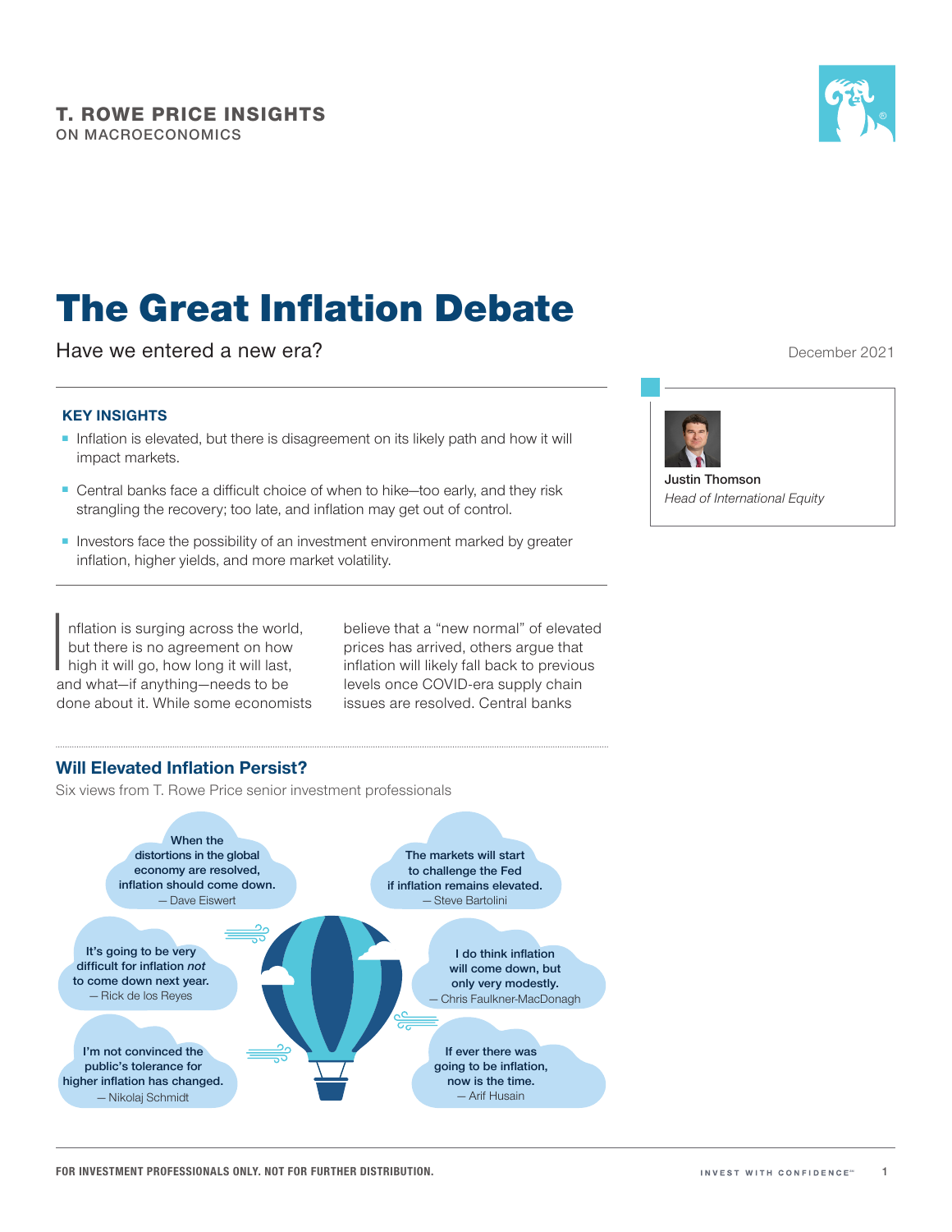**T. ROWE PRICE INSIGHTS**
ON MACROECONOMICS

# The Great Inflation Debate

Have we entered a new era?

December 2021

**Justin Thomson**
*Head of International Equity*

### KEY INSIGHTS

- Inflation is elevated, but there is disagreement on its likely path and how it will impact markets.
- Central banks face a difficult choice of when to hike—too early, and they risk strangling the recovery; too late, and inflation may get out of control.
- Investors face the possibility of an investment environment marked by greater inflation, higher yields, and more market volatility.

Inflation is surging across the world, but there is no agreement on how high it will go, how long it will last, and what—if anything—needs to be done about it. While some economists believe that a "new normal" of elevated prices has arrived, others argue that inflation will likely fall back to previous levels once COVID‑era supply chain issues are resolved. Central banks

### Will Elevated Inflation Persist?

Six views from T. Rowe Price senior investment professionals

When the distortions in the global economy are resolved, inflation should come down.
— Dave Eiswert

The markets will start to challenge the Fed if inflation remains elevated.
— Steve Bartolini

It's going to be very difficult for inflation *not* to come down next year.
— Rick de los Reyes

I do think inflation will come down, but only very modestly.
— Chris Faulkner-MacDonagh

I'm not convinced the public's tolerance for higher inflation has changed.
— Nikolaj Schmidt

If ever there was going to be inflation, now is the time.
— Arif Husain

FOR INVESTMENT PROFESSIONALS ONLY. NOT FOR FURTHER DISTRIBUTION.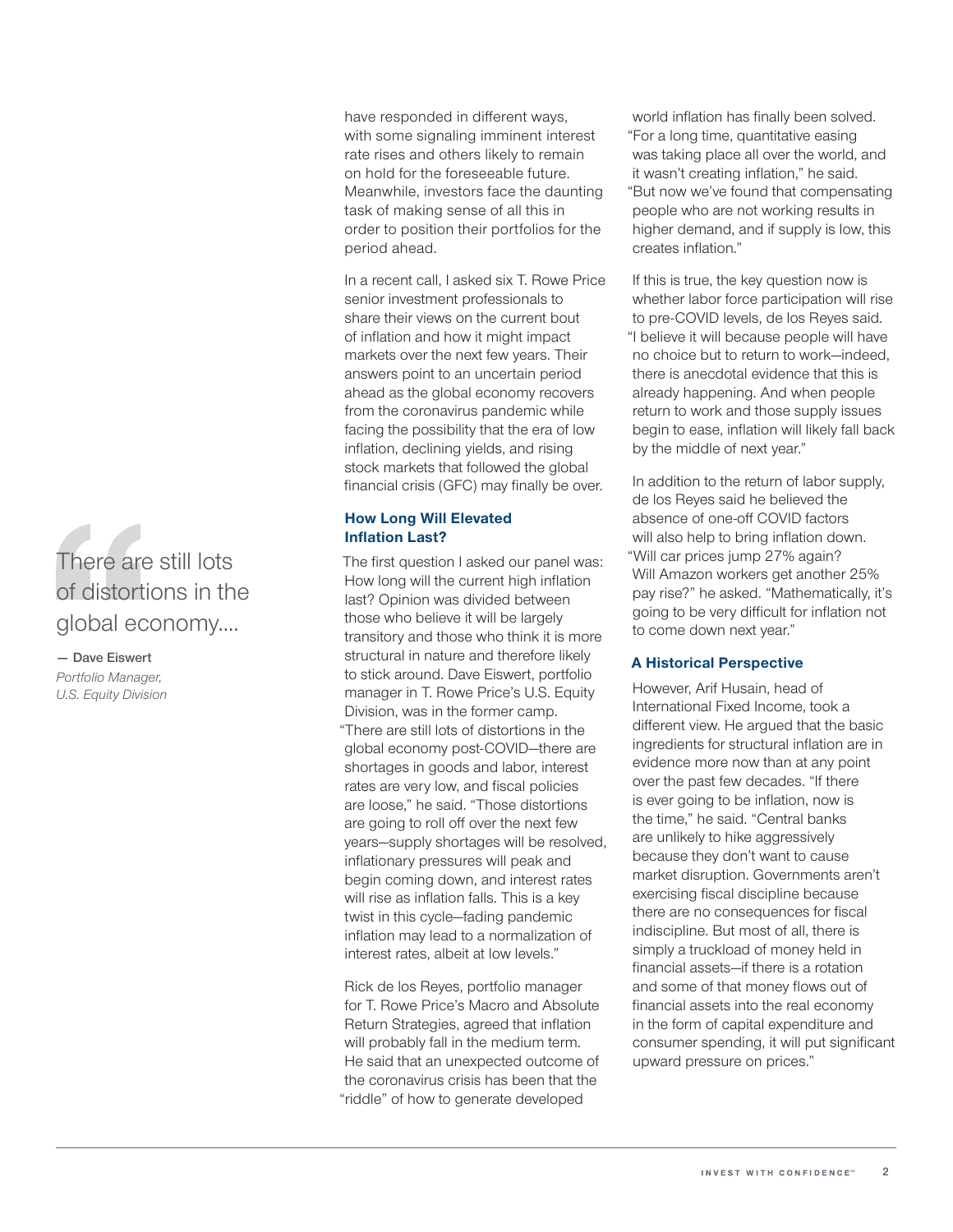have responded in different ways, with some signaling imminent interest rate rises and others likely to remain on hold for the foreseeable future. Meanwhile, investors face the daunting task of making sense of all this in order to position their portfolios for the period ahead.

In a recent call, I asked six T. Rowe Price senior investment professionals to share their views on the current bout of inflation and how it might impact markets over the next few years. Their answers point to an uncertain period ahead as the global economy recovers from the coronavirus pandemic while facing the possibility that the era of low inflation, declining yields, and rising stock markets that followed the global financial crisis (GFC) may finally be over.

> There are still lots of distortions in the global economy....
>
> — **Dave Eiswert**
> *Portfolio Manager, U.S. Equity Division*

### How Long Will Elevated Inflation Last?

The first question I asked our panel was: How long will the current high inflation last? Opinion was divided between those who believe it will be largely transitory and those who think it is more structural in nature and therefore likely to stick around. Dave Eiswert, portfolio manager in T. Rowe Price's U.S. Equity Division, was in the former camp. "There are still lots of distortions in the global economy post-COVID—there are shortages in goods and labor, interest rates are very low, and fiscal policies are loose," he said. "Those distortions are going to roll off over the next few years—supply shortages will be resolved, inflationary pressures will peak and begin coming down, and interest rates will rise as inflation falls. This is a key twist in this cycle—fading pandemic inflation may lead to a normalization of interest rates, albeit at low levels."

Rick de los Reyes, portfolio manager for T. Rowe Price's Macro and Absolute Return Strategies, agreed that inflation will probably fall in the medium term. He said that an unexpected outcome of the coronavirus crisis has been that the "riddle" of how to generate developed world inflation has finally been solved. "For a long time, quantitative easing was taking place all over the world, and it wasn't creating inflation," he said. "But now we've found that compensating people who are not working results in higher demand, and if supply is low, this creates inflation."

If this is true, the key question now is whether labor force participation will rise to pre-COVID levels, de los Reyes said. "I believe it will because people will have no choice but to return to work—indeed, there is anecdotal evidence that this is already happening. And when people return to work and those supply issues begin to ease, inflation will likely fall back by the middle of next year."

In addition to the return of labor supply, de los Reyes said he believed the absence of one-off COVID factors will also help to bring inflation down. "Will car prices jump 27% again? Will Amazon workers get another 25% pay rise?" he asked. "Mathematically, it's going to be very difficult for inflation not to come down next year."

### A Historical Perspective

However, Arif Husain, head of International Fixed Income, took a different view. He argued that the basic ingredients for structural inflation are in evidence more now than at any point over the past few decades. "If there is ever going to be inflation, now is the time," he said. "Central banks are unlikely to hike aggressively because they don't want to cause market disruption. Governments aren't exercising fiscal discipline because there are no consequences for fiscal indiscipline. But most of all, there is simply a truckload of money held in financial assets—if there is a rotation and some of that money flows out of financial assets into the real economy in the form of capital expenditure and consumer spending, it will put significant upward pressure on prices."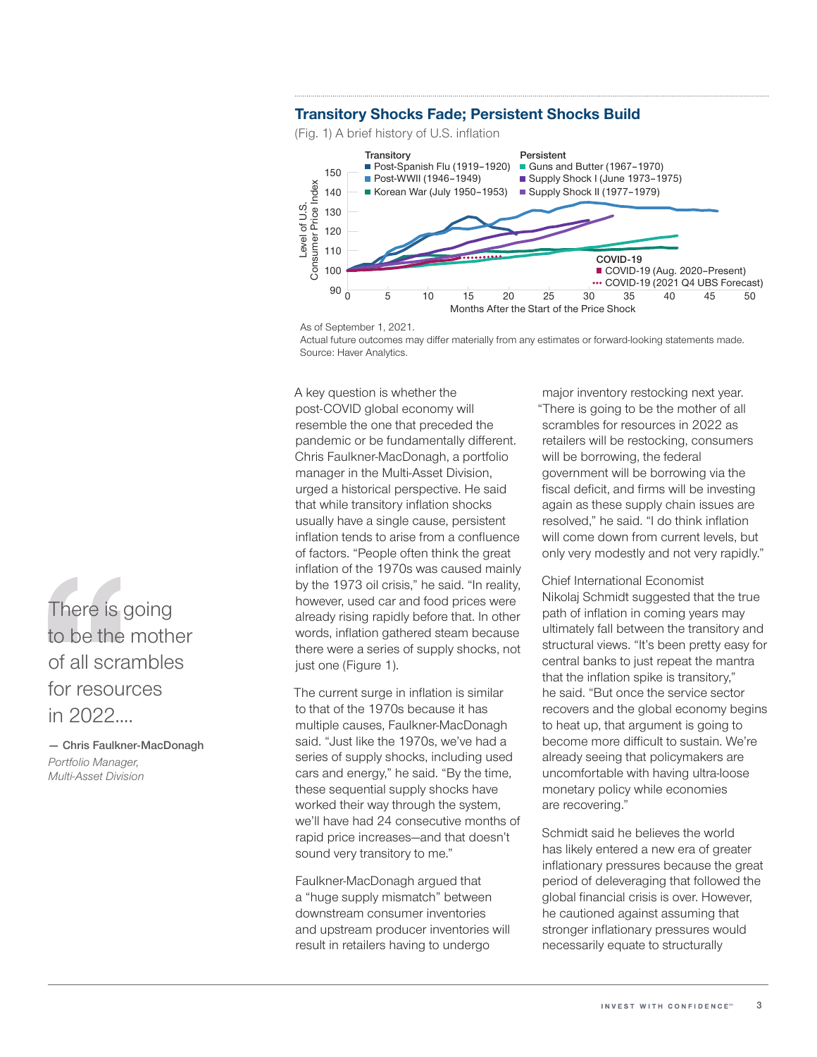### Transitory Shocks Fade; Persistent Shocks Build

(Fig. 1) A brief history of U.S. inflation

Transitory
Post-Spanish Flu (1919–1920)
Post-WWII (1946–1949)
Korean War (July 1950–1953)

Persistent
Guns and Butter (1967–1970)
Supply Shock I (June 1973–1975)
Supply Shock II (1977–1979)

COVID-19
COVID-19 (Aug. 2020–Present)
COVID-19 (2021 Q4 UBS Forecast)

Level of U.S. Consumer Price Index
90
100
110
120
130
140
150

0
5
10
15
20
25
30
35
40
45
50
Months After the Start of the Price Shock

As of September 1, 2021.
Actual future outcomes may differ materially from any estimates or forward-looking statements made.
Source: Haver Analytics.

A key question is whether the post-COVID global economy will resemble the one that preceded the pandemic or be fundamentally different. Chris Faulkner-MacDonagh, a portfolio manager in the Multi-Asset Division, urged a historical perspective. He said that while transitory inflation shocks usually have a single cause, persistent inflation tends to arise from a confluence of factors. "People often think the great inflation of the 1970s was caused mainly by the 1973 oil crisis," he said. "In reality, however, used car and food prices were already rising rapidly before that. In other words, inflation gathered steam because there were a series of supply shocks, not just one (Figure 1).

The current surge in inflation is similar to that of the 1970s because it has multiple causes, Faulkner-MacDonagh said. "Just like the 1970s, we've had a series of supply shocks, including used cars and energy," he said. "By the time, these sequential supply shocks have worked their way through the system, we'll have had 24 consecutive months of rapid price increases—and that doesn't sound very transitory to me."

Faulkner-MacDonagh argued that a "huge supply mismatch" between downstream consumer inventories and upstream producer inventories will result in retailers having to undergo major inventory restocking next year. "There is going to be the mother of all scrambles for resources in 2022 as retailers will be restocking, consumers will be borrowing, the federal government will be borrowing via the fiscal deficit, and firms will be investing again as these supply chain issues are resolved," he said. "I do think inflation will come down from current levels, but only very modestly and not very rapidly."

> There is going to be the mother of all scrambles for resources in 2022....
>
> — **Chris Faulkner-MacDonagh**
> *Portfolio Manager, Multi-Asset Division*

Chief International Economist Nikolaj Schmidt suggested that the true path of inflation in coming years may ultimately fall between the transitory and structural views. "It's been pretty easy for central banks to just repeat the mantra that the inflation spike is transitory," he said. "But once the service sector recovers and the global economy begins to heat up, that argument is going to become more difficult to sustain. We're already seeing that policymakers are uncomfortable with having ultra-loose monetary policy while economies are recovering."

Schmidt said he believes the world has likely entered a new era of greater inflationary pressures because the great period of deleveraging that followed the global financial crisis is over. However, he cautioned against assuming that stronger inflationary pressures would necessarily equate to structurally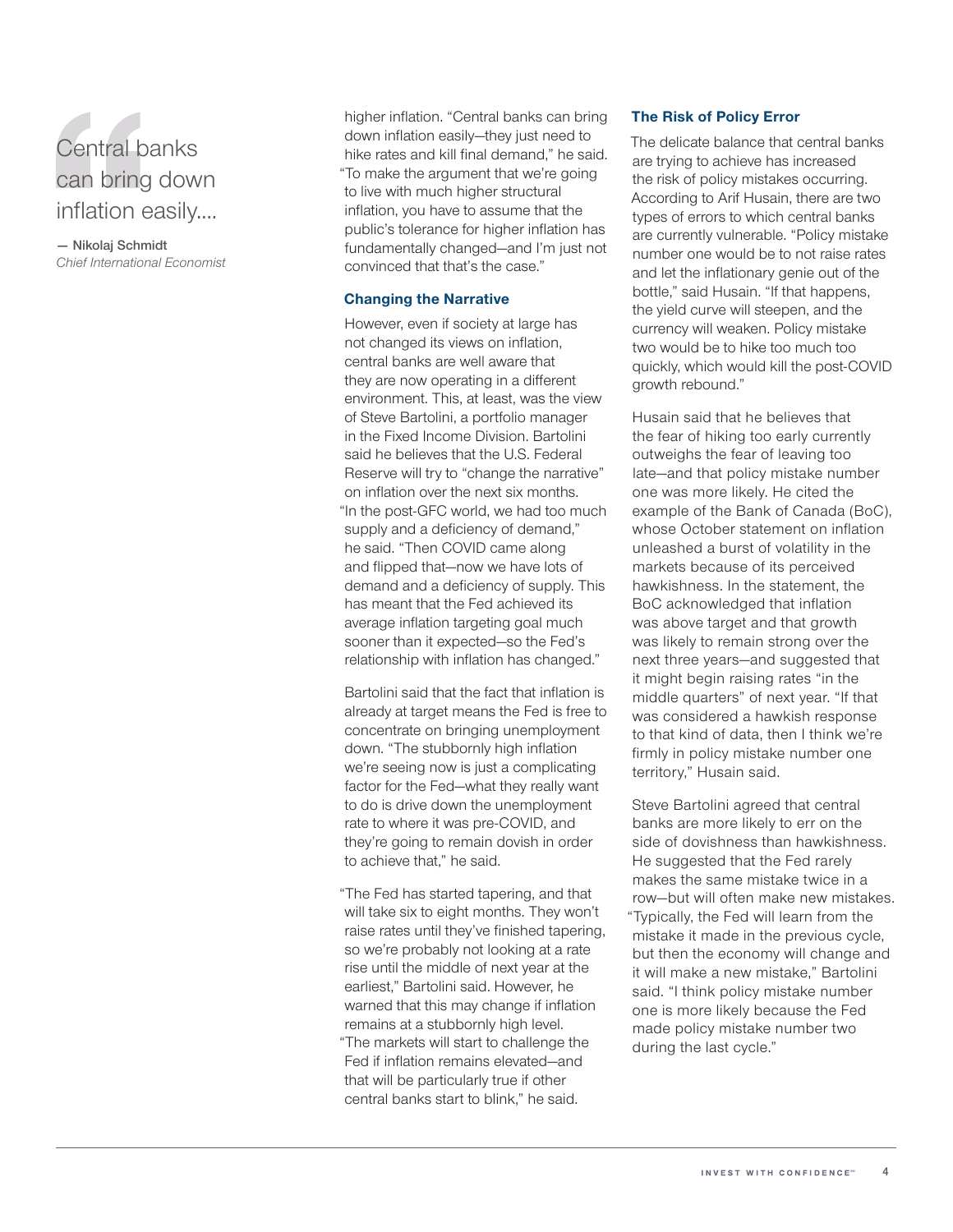> Central banks can bring down inflation easily....
>
> — Nikolaj Schmidt
> *Chief International Economist*

higher inflation. "Central banks can bring down inflation easily—they just need to hike rates and kill final demand," he said. "To make the argument that we're going to live with much higher structural inflation, you have to assume that the public's tolerance for higher inflation has fundamentally changed—and I'm just not convinced that that's the case."

### Changing the Narrative

However, even if society at large has not changed its views on inflation, central banks are well aware that they are now operating in a different environment. This, at least, was the view of Steve Bartolini, a portfolio manager in the Fixed Income Division. Bartolini said he believes that the U.S. Federal Reserve will try to "change the narrative" on inflation over the next six months. "In the post-GFC world, we had too much supply and a deficiency of demand," he said. "Then COVID came along and flipped that—now we have lots of demand and a deficiency of supply. This has meant that the Fed achieved its average inflation targeting goal much sooner than it expected—so the Fed's relationship with inflation has changed."

Bartolini said that the fact that inflation is already at target means the Fed is free to concentrate on bringing unemployment down. "The stubbornly high inflation we're seeing now is just a complicating factor for the Fed—what they really want to do is drive down the unemployment rate to where it was pre-COVID, and they're going to remain dovish in order to achieve that," he said.

"The Fed has started tapering, and that will take six to eight months. They won't raise rates until they've finished tapering, so we're probably not looking at a rate rise until the middle of next year at the earliest," Bartolini said. However, he warned that this may change if inflation remains at a stubbornly high level. "The markets will start to challenge the Fed if inflation remains elevated—and that will be particularly true if other central banks start to blink," he said.

### The Risk of Policy Error

The delicate balance that central banks are trying to achieve has increased the risk of policy mistakes occurring. According to Arif Husain, there are two types of errors to which central banks are currently vulnerable. "Policy mistake number one would be to not raise rates and let the inflationary genie out of the bottle," said Husain. "If that happens, the yield curve will steepen, and the currency will weaken. Policy mistake two would be to hike too much too quickly, which would kill the post-COVID growth rebound."

Husain said that he believes that the fear of hiking too early currently outweighs the fear of leaving too late—and that policy mistake number one was more likely. He cited the example of the Bank of Canada (BoC), whose October statement on inflation unleashed a burst of volatility in the markets because of its perceived hawkishness. In the statement, the BoC acknowledged that inflation was above target and that growth was likely to remain strong over the next three years—and suggested that it might begin raising rates "in the middle quarters" of next year. "If that was considered a hawkish response to that kind of data, then I think we're firmly in policy mistake number one territory," Husain said.

Steve Bartolini agreed that central banks are more likely to err on the side of dovishness than hawkishness. He suggested that the Fed rarely makes the same mistake twice in a row—but will often make new mistakes. "Typically, the Fed will learn from the mistake it made in the previous cycle, but then the economy will change and it will make a new mistake," Bartolini said. "I think policy mistake number one is more likely because the Fed made policy mistake number two during the last cycle."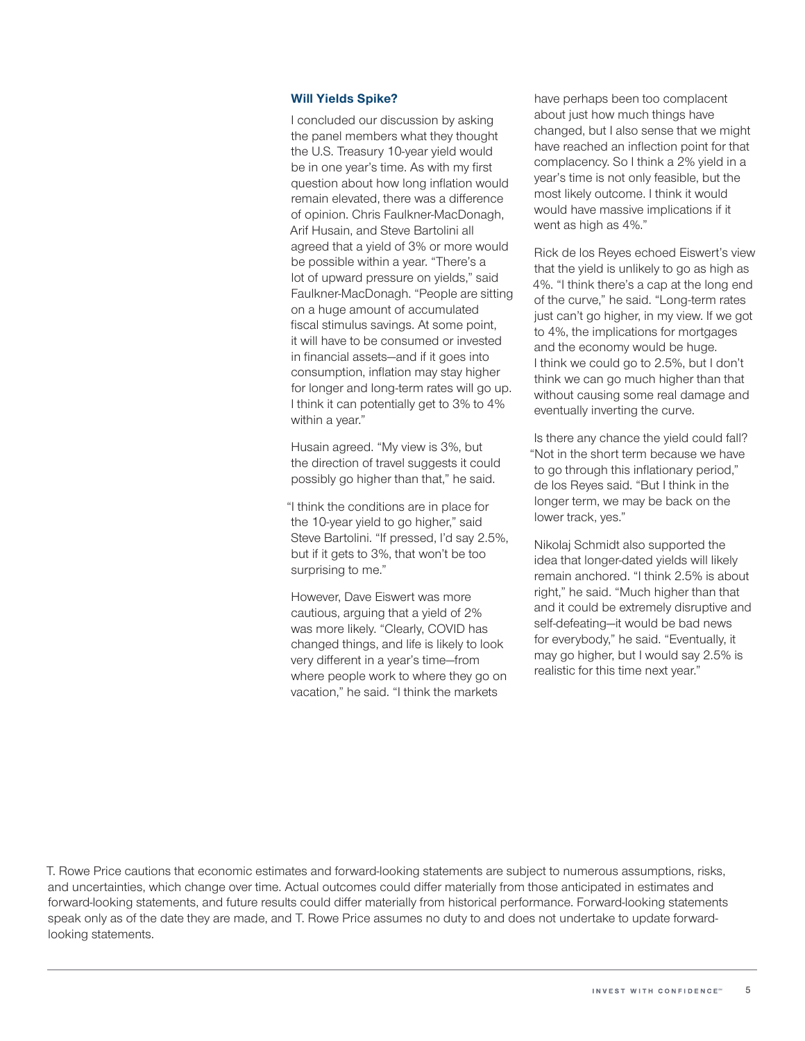### Will Yields Spike?

I concluded our discussion by asking the panel members what they thought the U.S. Treasury 10-year yield would be in one year's time. As with my first question about how long inflation would remain elevated, there was a difference of opinion. Chris Faulkner-MacDonagh, Arif Husain, and Steve Bartolini all agreed that a yield of 3% or more would be possible within a year. "There's a lot of upward pressure on yields," said Faulkner-MacDonagh. "People are sitting on a huge amount of accumulated fiscal stimulus savings. At some point, it will have to be consumed or invested in financial assets—and if it goes into consumption, inflation may stay higher for longer and long-term rates will go up. I think it can potentially get to 3% to 4% within a year."

Husain agreed. "My view is 3%, but the direction of travel suggests it could possibly go higher than that," he said.

"I think the conditions are in place for the 10-year yield to go higher," said Steve Bartolini. "If pressed, I'd say 2.5%, but if it gets to 3%, that won't be too surprising to me."

However, Dave Eiswert was more cautious, arguing that a yield of 2% was more likely. "Clearly, COVID has changed things, and life is likely to look very different in a year's time—from where people work to where they go on vacation," he said. "I think the markets have perhaps been too complacent about just how much things have changed, but I also sense that we might have reached an inflection point for that complacency. So I think a 2% yield in a year's time is not only feasible, but the most likely outcome. I think it would would have massive implications if it went as high as 4%."

Rick de los Reyes echoed Eiswert's view that the yield is unlikely to go as high as 4%. "I think there's a cap at the long end of the curve," he said. "Long-term rates just can't go higher, in my view. If we got to 4%, the implications for mortgages and the economy would be huge. I think we could go to 2.5%, but I don't think we can go much higher than that without causing some real damage and eventually inverting the curve.

Is there any chance the yield could fall? "Not in the short term because we have to go through this inflationary period," de los Reyes said. "But I think in the longer term, we may be back on the lower track, yes."

Nikolaj Schmidt also supported the idea that longer-dated yields will likely remain anchored. "I think 2.5% is about right," he said. "Much higher than that and it could be extremely disruptive and self-defeating—it would be bad news for everybody," he said. "Eventually, it may go higher, but I would say 2.5% is realistic for this time next year."

T. Rowe Price cautions that economic estimates and forward-looking statements are subject to numerous assumptions, risks, and uncertainties, which change over time. Actual outcomes could differ materially from those anticipated in estimates and forward-looking statements, and future results could differ materially from historical performance. Forward-looking statements speak only as of the date they are made, and T. Rowe Price assumes no duty to and does not undertake to update forward-looking statements.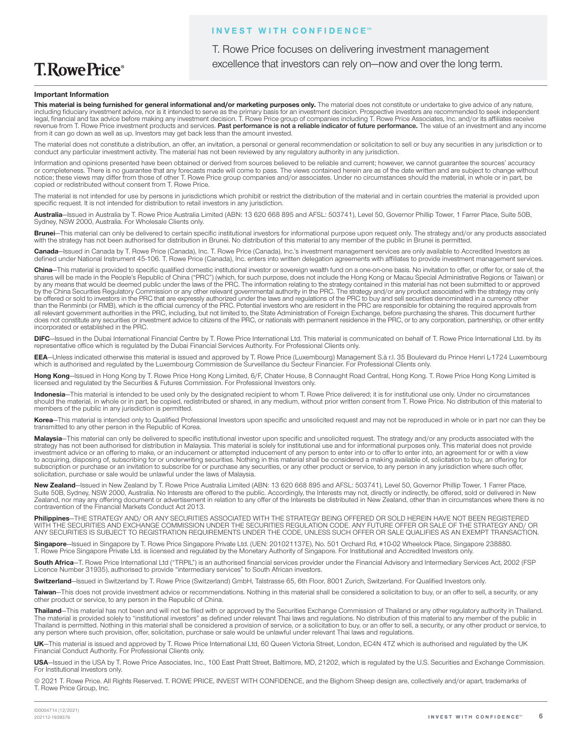**T.RowePrice®**

**INVEST WITH CONFIDENCE℠**

T. Rowe Price focuses on delivering investment management excellence that investors can rely on—now and over the long term.

### Important Information

**This material is being furnished for general informational and/or marketing purposes only.** The material does not constitute or undertake to give advice of any nature, including fiduciary investment advice, nor is it intended to serve as the primary basis for an investment decision. Prospective investors are recommended to seek independent legal, financial and tax advice before making any investment decision. T. Rowe Price group of companies including T. Rowe Price Associates, Inc. and/or its affiliates receive revenue from T. Rowe Price investment products and services. **Past performance is not a reliable indicator of future performance.** The value of an investment and any income from it can go down as well as up. Investors may get back less than the amount invested.

The material does not constitute a distribution, an offer, an invitation, a personal or general recommendation or solicitation to sell or buy any securities in any jurisdiction or to conduct any particular investment activity. The material has not been reviewed by any regulatory authority in any jurisdiction.

Information and opinions presented have been obtained or derived from sources believed to be reliable and current; however, we cannot guarantee the sources' accuracy or completeness. There is no guarantee that any forecasts made will come to pass. The views contained herein are as of the date written and are subject to change without notice; these views may differ from those of other T. Rowe Price group companies and/or associates. Under no circumstances should the material, in whole or in part, be copied or redistributed without consent from T. Rowe Price.

The material is not intended for use by persons in jurisdictions which prohibit or restrict the distribution of the material and in certain countries the material is provided upon specific request. It is not intended for distribution to retail investors in any jurisdiction.

**Australia**—Issued in Australia by T. Rowe Price Australia Limited (ABN: 13 620 668 895 and AFSL: 503741), Level 50, Governor Phillip Tower, 1 Farrer Place, Suite 50B, Sydney, NSW 2000, Australia. For Wholesale Clients only.

**Brunei**—This material can only be delivered to certain specific institutional investors for informational purpose upon request only. The strategy and/or any products associated with the strategy has not been authorised for distribution in Brunei. No distribution of this material to any member of the public in Brunei is permitted.

**Canada**—Issued in Canada by T. Rowe Price (Canada), Inc. T. Rowe Price (Canada), Inc.'s investment management services are only available to Accredited Investors as defined under National Instrument 45-106. T. Rowe Price (Canada), Inc. enters into written delegation agreements with affiliates to provide investment management services.

**China**—This material is provided to specific qualified domestic institutional investor or sovereign wealth fund on a one-on-one basis. No invitation to offer, or offer for, or sale of, the shares will be made in the People's Republic of China ("PRC") (which, for such purpose, does not include the Hong Kong or Macau Special Administrative Regions or Taiwan) or by any means that would be deemed public under the laws of the PRC. The information relating to the strategy contained in this material has not been submitted to or approved by the China Securities Regulatory Commission or any other relevant governmental authority in the PRC. The strategy and/or any product associated with the strategy may only be offered or sold to investors in the PRC that are expressly authorized under the laws and regulations of the PRC to buy and sell securities denominated in a currency other than the Renminbi (or RMB), which is the official currency of the PRC. Potential investors who are resident in the PRC are responsible for obtaining the required approvals from all relevant government authorities in the PRC, including, but not limited to, the State Administration of Foreign Exchange, before purchasing the shares. This document further does not constitute any securities or investment advice to citizens of the PRC, or nationals with permanent residence in the PRC, or to any corporation, partnership, or other entity incorporated or established in the PRC.

**DIFC**—Issued in the Dubai International Financial Centre by T. Rowe Price International Ltd. This material is communicated on behalf of T. Rowe Price International Ltd. by its representative office which is regulated by the Dubai Financial Services Authority. For Professional Clients only.

**EEA**—Unless indicated otherwise this material is issued and approved by T. Rowe Price (Luxembourg) Management S.à r.l. 35 Boulevard du Prince Henri L-1724 Luxembourg which is authorised and regulated by the Luxembourg Commission de Surveillance du Secteur Financier. For Professional Clients only.

**Hong Kong**—Issued in Hong Kong by T. Rowe Price Hong Kong Limited, 6/F, Chater House, 8 Connaught Road Central, Hong Kong. T. Rowe Price Hong Kong Limited is licensed and regulated by the Securities & Futures Commission. For Professional Investors only.

**Indonesia**—This material is intended to be used only by the designated recipient to whom T. Rowe Price delivered; it is for institutional use only. Under no circumstances should the material, in whole or in part, be copied, redistributed or shared, in any medium, without prior written consent from T. Rowe Price. No distribution of this material to members of the public in any jurisdiction is permitted.

**Korea**—This material is intended only to Qualified Professional Investors upon specific and unsolicited request and may not be reproduced in whole or in part nor can they be transmitted to any other person in the Republic of Korea.

**Malaysia**—This material can only be delivered to specific institutional investor upon specific and unsolicited request. The strategy and/or any products associated with the strategy has not been authorised for distribution in Malaysia. This material is solely for institutional use and for informational purposes only. This material does not provide investment advice or an offering to make, or an inducement or attempted inducement of any person to enter into or to offer to enter into, an agreement for or with a view to acquiring, disposing of, subscribing for or underwriting securities. Nothing in this material shall be considered a making available of, solicitation to buy, an offering for subscription or purchase or an invitation to subscribe for or purchase any securities, or any other product or service, to any person in any jurisdiction where such offer, solicitation, purchase or sale would be unlawful under the laws of Malaysia.

**New Zealand**—Issued in New Zealand by T. Rowe Price Australia Limited (ABN: 13 620 668 895 and AFSL: 503741), Level 50, Governor Phillip Tower, 1 Farrer Place, Suite 50B, Sydney, NSW 2000, Australia. No Interests are offered to the public. Accordingly, the Interests may not, directly or indirectly, be offered, sold or delivered in New Zealand, nor may any offering document or advertisement in relation to any offer of the Interests be distributed in New Zealand, other than in circumstances where there is no contravention of the Financial Markets Conduct Act 2013.

**Philippines**—THE STRATEGY AND/ OR ANY SECURITIES ASSOCIATED WITH THE STRATEGY BEING OFFERED OR SOLD HEREIN HAVE NOT BEEN REGISTERED WITH THE SECURITIES AND EXCHANGE COMMISSION UNDER THE SECURITIES REGULATION CODE. ANY FUTURE OFFER OR SALE OF THE STRATEGY AND/ OR ANY SECURITIES IS SUBJECT TO REGISTRATION REQUIREMENTS UNDER THE CODE, UNLESS SUCH OFFER OR SALE QUALIFIES AS AN EXEMPT TRANSACTION.

**Singapore**—Issued in Singapore by T. Rowe Price Singapore Private Ltd. (UEN: 201021137E), No. 501 Orchard Rd, #10-02 Wheelock Place, Singapore 238880. T. Rowe Price Singapore Private Ltd. is licensed and regulated by the Monetary Authority of Singapore. For Institutional and Accredited Investors only.

**South Africa**—T. Rowe Price International Ltd ("TRPIL") is an authorised financial services provider under the Financial Advisory and Intermediary Services Act, 2002 (FSP Licence Number 31935), authorised to provide "intermediary services" to South African investors.

**Switzerland**—Issued in Switzerland by T. Rowe Price (Switzerland) GmbH, Talstrasse 65, 6th Floor, 8001 Zurich, Switzerland. For Qualified Investors only.

**Taiwan**—This does not provide investment advice or recommendations. Nothing in this material shall be considered a solicitation to buy, or an offer to sell, a security, or any other product or service, to any person in the Republic of China.

**Thailand**—This material has not been and will not be filed with or approved by the Securities Exchange Commission of Thailand or any other regulatory authority in Thailand. The material is provided solely to "institutional investors" as defined under relevant Thai laws and regulations. No distribution of this material to any member of the public in Thailand is permitted. Nothing in this material shall be considered a provision of service, or a solicitation to buy, or an offer to sell, a security, or any other product or service, to any person where such provision, offer, solicitation, purchase or sale would be unlawful under relevant Thai laws and regulations.

**UK**—This material is issued and approved by T. Rowe Price International Ltd, 60 Queen Victoria Street, London, EC4N 4TZ which is authorised and regulated by the UK Financial Conduct Authority. For Professional Clients only.

**USA**—Issued in the USA by T. Rowe Price Associates, Inc., 100 East Pratt Street, Baltimore, MD, 21202, which is regulated by the U.S. Securities and Exchange Commission. For Institutional Investors only.

© 2021 T. Rowe Price. All Rights Reserved. T. ROWE PRICE, INVEST WITH CONFIDENCE, and the Bighorn Sheep design are, collectively and/or apart, trademarks of T. Rowe Price Group, Inc.

ID0004714 (12/2021)
202112-1939376